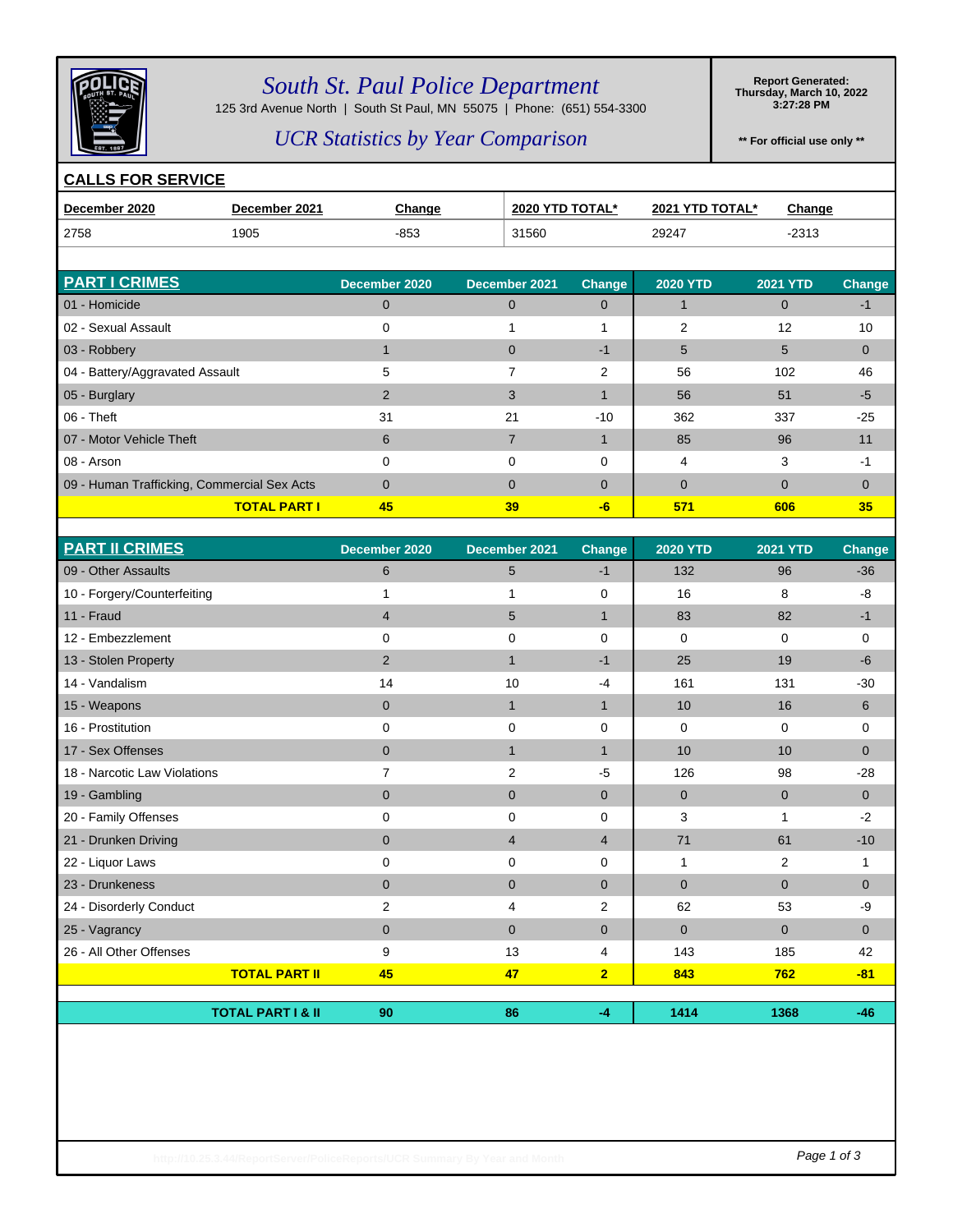# *South St. Paul Police Department*

125 3rd Avenue North | South St Paul, MN 55075 | Phone: (651) 554-3300

## *UCR Statistics by Year Comparison*

**Report Generated:**
**Thursday, March 10, 2022**
**3:27:28 PM**

**** For official use only ****

## CALLS FOR SERVICE

| December 2020 | December 2021 | Change | 2020 YTD TOTAL* | 2021 YTD TOTAL* | Change |
|---|---|---|---|---|---|
| 2758 | 1905 | -853 | 31560 | 29247 | -2313 |

| PART I CRIMES | December 2020 | December 2021 | Change | 2020 YTD | 2021 YTD | Change |
|---|---|---|---|---|---|---|
| 01 - Homicide | 0 | 0 | 0 | 1 | 0 | -1 |
| 02 - Sexual Assault | 0 | 1 | 1 | 2 | 12 | 10 |
| 03 - Robbery | 1 | 0 | -1 | 5 | 5 | 0 |
| 04 - Battery/Aggravated Assault | 5 | 7 | 2 | 56 | 102 | 46 |
| 05 - Burglary | 2 | 3 | 1 | 56 | 51 | -5 |
| 06 - Theft | 31 | 21 | -10 | 362 | 337 | -25 |
| 07 - Motor Vehicle Theft | 6 | 7 | 1 | 85 | 96 | 11 |
| 08 - Arson | 0 | 0 | 0 | 4 | 3 | -1 |
| 09 - Human Trafficking, Commercial Sex Acts | 0 | 0 | 0 | 0 | 0 | 0 |
| **TOTAL PART I** | **45** | **39** | **-6** | **571** | **606** | **35** |

| PART II CRIMES | December 2020 | December 2021 | Change | 2020 YTD | 2021 YTD | Change |
|---|---|---|---|---|---|---|
| 09 - Other Assaults | 6 | 5 | -1 | 132 | 96 | -36 |
| 10 - Forgery/Counterfeiting | 1 | 1 | 0 | 16 | 8 | -8 |
| 11 - Fraud | 4 | 5 | 1 | 83 | 82 | -1 |
| 12 - Embezzlement | 0 | 0 | 0 | 0 | 0 | 0 |
| 13 - Stolen Property | 2 | 1 | -1 | 25 | 19 | -6 |
| 14 - Vandalism | 14 | 10 | -4 | 161 | 131 | -30 |
| 15 - Weapons | 0 | 1 | 1 | 10 | 16 | 6 |
| 16 - Prostitution | 0 | 0 | 0 | 0 | 0 | 0 |
| 17 - Sex Offenses | 0 | 1 | 1 | 10 | 10 | 0 |
| 18 - Narcotic Law Violations | 7 | 2 | -5 | 126 | 98 | -28 |
| 19 - Gambling | 0 | 0 | 0 | 0 | 0 | 0 |
| 20 - Family Offenses | 0 | 0 | 0 | 3 | 1 | -2 |
| 21 - Drunken Driving | 0 | 4 | 4 | 71 | 61 | -10 |
| 22 - Liquor Laws | 0 | 0 | 0 | 1 | 2 | 1 |
| 23 - Drunkeness | 0 | 0 | 0 | 0 | 0 | 0 |
| 24 - Disorderly Conduct | 2 | 4 | 2 | 62 | 53 | -9 |
| 25 - Vagrancy | 0 | 0 | 0 | 0 | 0 | 0 |
| 26 - All Other Offenses | 9 | 13 | 4 | 143 | 185 | 42 |
| **TOTAL PART II** | **45** | **47** | **2** | **843** | **762** | **-81** |
| **TOTAL PART I & II** | **90** | **86** | **-4** | **1414** | **1368** | **-46** |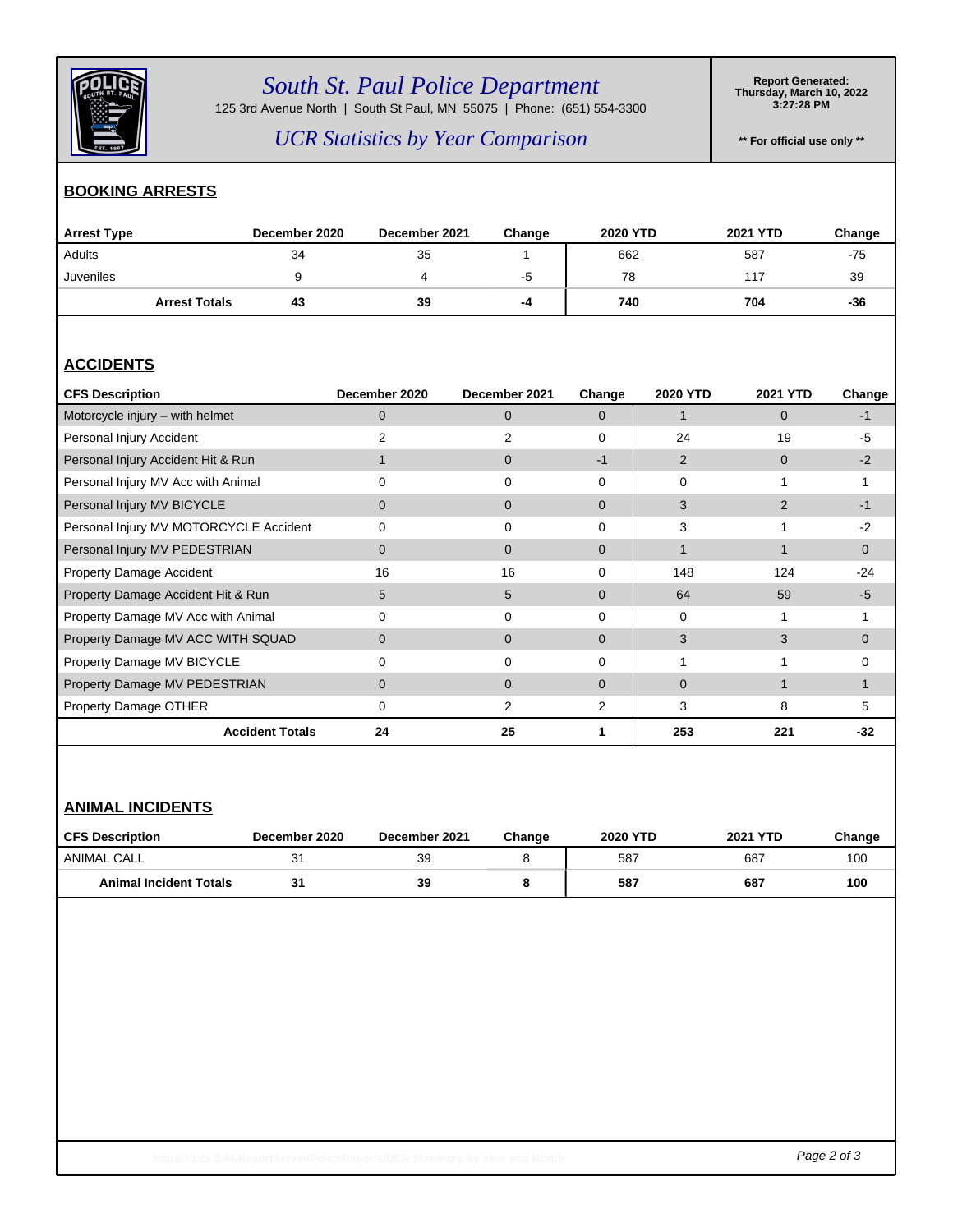# South St. Paul Police Department

125 3rd Avenue North | South St Paul, MN 55075 | Phone: (651) 554-3300

## UCR Statistics by Year Comparison

**Report Generated:**
**Thursday, March 10, 2022**
**3:27:28 PM**

**\*\* For official use only \*\***

## BOOKING ARRESTS

| Arrest Type | December 2020 | December 2021 | Change | 2020 YTD | 2021 YTD | Change |
|---|---|---|---|---|---|---|
| Adults | 34 | 35 | 1 | 662 | 587 | -75 |
| Juveniles | 9 | 4 | -5 | 78 | 117 | 39 |
| **Arrest Totals** | **43** | **39** | **-4** | **740** | **704** | **-36** |

## ACCIDENTS

| CFS Description | December 2020 | December 2021 | Change | 2020 YTD | 2021 YTD | Change |
|---|---|---|---|---|---|---|
| Motorcycle injury – with helmet | 0 | 0 | 0 | 1 | 0 | -1 |
| Personal Injury Accident | 2 | 2 | 0 | 24 | 19 | -5 |
| Personal Injury Accident Hit & Run | 1 | 0 | -1 | 2 | 0 | -2 |
| Personal Injury MV Acc with Animal | 0 | 0 | 0 | 0 | 1 | 1 |
| Personal Injury MV BICYCLE | 0 | 0 | 0 | 3 | 2 | -1 |
| Personal Injury MV MOTORCYCLE Accident | 0 | 0 | 0 | 3 | 1 | -2 |
| Personal Injury MV PEDESTRIAN | 0 | 0 | 0 | 1 | 1 | 0 |
| Property Damage Accident | 16 | 16 | 0 | 148 | 124 | -24 |
| Property Damage Accident Hit & Run | 5 | 5 | 0 | 64 | 59 | -5 |
| Property Damage MV Acc with Animal | 0 | 0 | 0 | 0 | 1 | 1 |
| Property Damage MV ACC WITH SQUAD | 0 | 0 | 0 | 3 | 3 | 0 |
| Property Damage MV BICYCLE | 0 | 0 | 0 | 1 | 1 | 0 |
| Property Damage MV PEDESTRIAN | 0 | 0 | 0 | 0 | 1 | 1 |
| Property Damage OTHER | 0 | 2 | 2 | 3 | 8 | 5 |
| **Accident Totals** | **24** | **25** | **1** | **253** | **221** | **-32** |

## ANIMAL INCIDENTS

| CFS Description | December 2020 | December 2021 | Change | 2020 YTD | 2021 YTD | Change |
|---|---|---|---|---|---|---|
| ANIMAL CALL | 31 | 39 | 8 | 587 | 687 | 100 |
| **Animal Incident Totals** | **31** | **39** | **8** | **587** | **687** | **100** |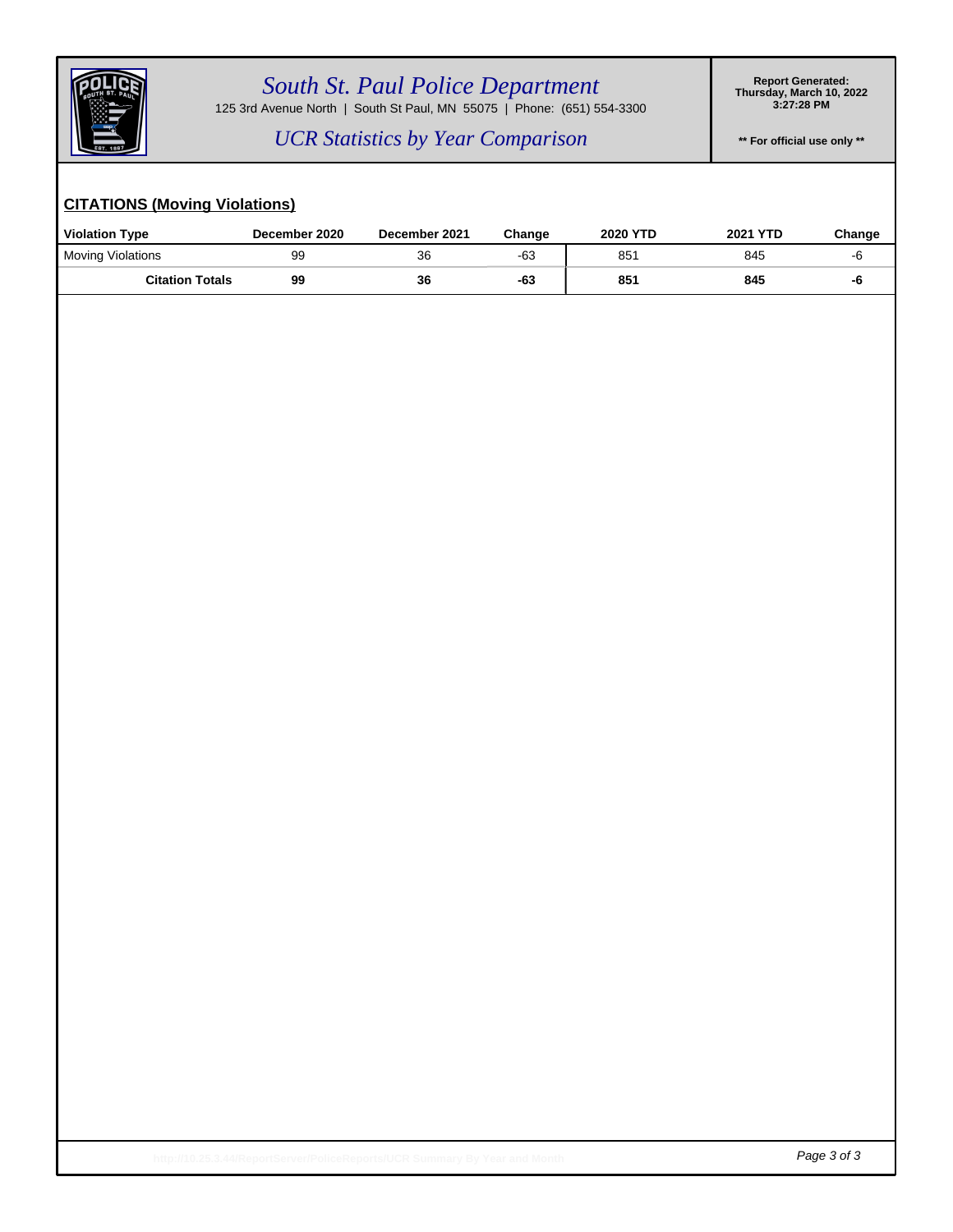# South St. Paul Police Department

125 3rd Avenue North | South St Paul, MN 55075 | Phone: (651) 554-3300

## UCR Statistics by Year Comparison

**Report Generated:**
**Thursday, March 10, 2022**
**3:27:28 PM**

**\*\* For official use only \*\***

### CITATIONS (Moving Violations)

| Violation Type | December 2020 | December 2021 | Change | 2020 YTD | 2021 YTD | Change |
|---|---|---|---|---|---|---|
| Moving Violations | 99 | 36 | -63 | 851 | 845 | -6 |
| **Citation Totals** | **99** | **36** | **-63** | **851** | **845** | **-6** |